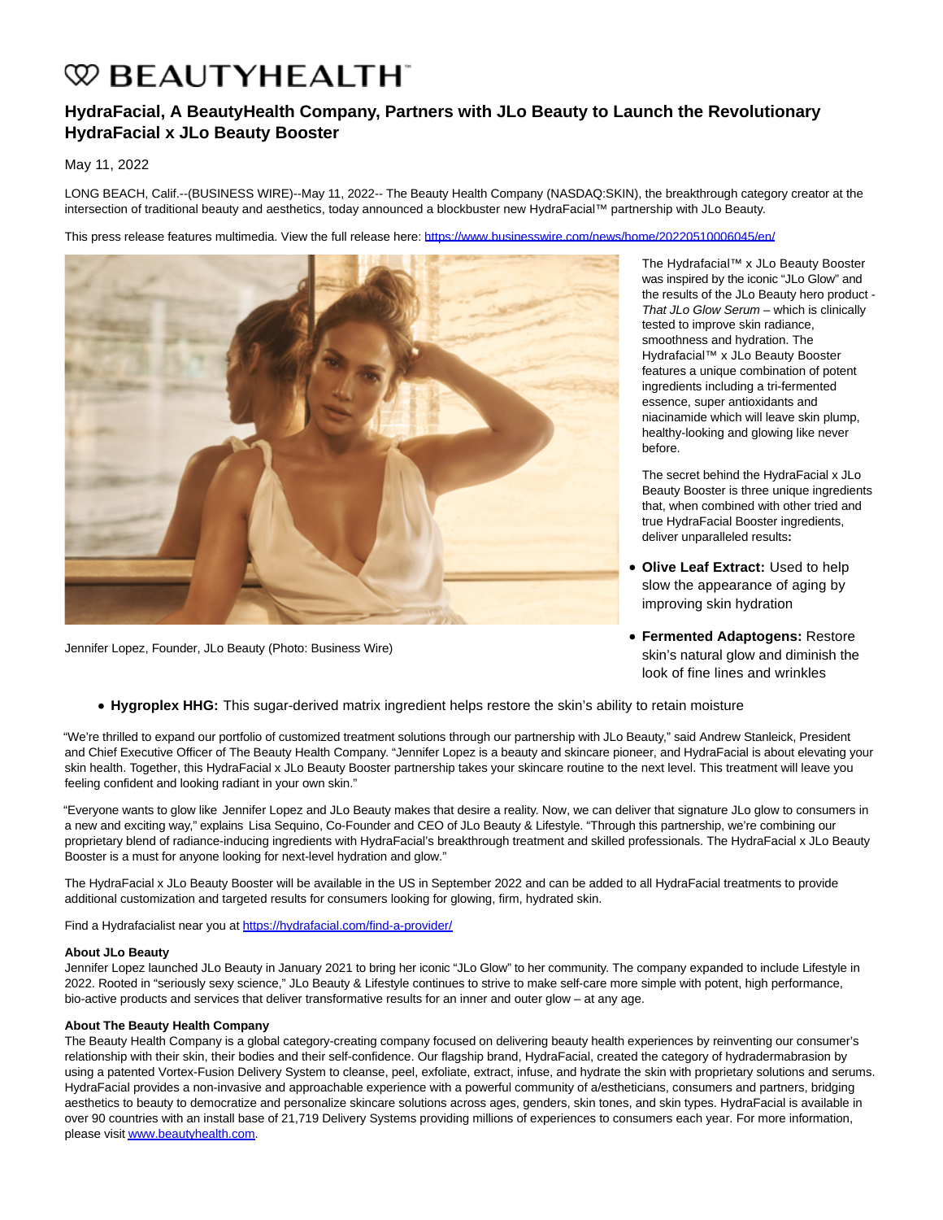# BEAUTYHEALTH

## HydraFacial, A BeautyHealth Company, Partners with JLo Beauty to Launch the Revolutionary HydraFacial x JLo Beauty Booster

May 11, 2022

LONG BEACH, Calif.--(BUSINESS WIRE)--May 11, 2022-- The Beauty Health Company (NASDAQ:SKIN), the breakthrough category creator at the intersection of traditional beauty and aesthetics, today announced a blockbuster new HydraFacial™ partnership with JLo Beauty.

This press release features multimedia. View the full release here: https://www.businesswire.com/news/home/20220510006045/en/

Jennifer Lopez, Founder, JLo Beauty (Photo: Business Wire)

The Hydrafacial™ x JLo Beauty Booster was inspired by the iconic "JLo Glow" and the results of the JLo Beauty hero product - *That JLo Glow Serum* – which is clinically tested to improve skin radiance, smoothness and hydration. The Hydrafacial™ x JLo Beauty Booster features a unique combination of potent ingredients including a tri-fermented essence, super antioxidants and niacinamide which will leave skin plump, healthy-looking and glowing like never before.

The secret behind the HydraFacial x JLo Beauty Booster is three unique ingredients that, when combined with other tried and true HydraFacial Booster ingredients, deliver unparalleled results**:**

- **Olive Leaf Extract:** Used to help slow the appearance of aging by improving skin hydration
- **Fermented Adaptogens:** Restore skin's natural glow and diminish the look of fine lines and wrinkles
- **Hygroplex HHG:** This sugar-derived matrix ingredient helps restore the skin's ability to retain moisture

"We're thrilled to expand our portfolio of customized treatment solutions through our partnership with JLo Beauty," said Andrew Stanleick, President and Chief Executive Officer of The Beauty Health Company. "Jennifer Lopez is a beauty and skincare pioneer, and HydraFacial is about elevating your skin health. Together, this HydraFacial x JLo Beauty Booster partnership takes your skincare routine to the next level. This treatment will leave you feeling confident and looking radiant in your own skin."

"Everyone wants to glow like Jennifer Lopez and JLo Beauty makes that desire a reality. Now, we can deliver that signature JLo glow to consumers in a new and exciting way," explains Lisa Sequino, Co-Founder and CEO of JLo Beauty & Lifestyle. "Through this partnership, we're combining our proprietary blend of radiance-inducing ingredients with HydraFacial's breakthrough treatment and skilled professionals. The HydraFacial x JLo Beauty Booster is a must for anyone looking for next-level hydration and glow."

The HydraFacial x JLo Beauty Booster will be available in the US in September 2022 and can be added to all HydraFacial treatments to provide additional customization and targeted results for consumers looking for glowing, firm, hydrated skin.

Find a Hydrafacialist near you at https://hydrafacial.com/find-a-provider/

**About JLo Beauty**
Jennifer Lopez launched JLo Beauty in January 2021 to bring her iconic "JLo Glow" to her community. The company expanded to include Lifestyle in 2022. Rooted in "seriously sexy science," JLo Beauty & Lifestyle continues to strive to make self-care more simple with potent, high performance, bio-active products and services that deliver transformative results for an inner and outer glow – at any age.

**About The Beauty Health Company**
The Beauty Health Company is a global category-creating company focused on delivering beauty health experiences by reinventing our consumer's relationship with their skin, their bodies and their self-confidence. Our flagship brand, HydraFacial, created the category of hydradermabrasion by using a patented Vortex-Fusion Delivery System to cleanse, peel, exfoliate, extract, infuse, and hydrate the skin with proprietary solutions and serums. HydraFacial provides a non-invasive and approachable experience with a powerful community of a/estheticians, consumers and partners, bridging aesthetics to beauty to democratize and personalize skincare solutions across ages, genders, skin tones, and skin types. HydraFacial is available in over 90 countries with an install base of 21,719 Delivery Systems providing millions of experiences to consumers each year. For more information, please visit www.beautyhealth.com.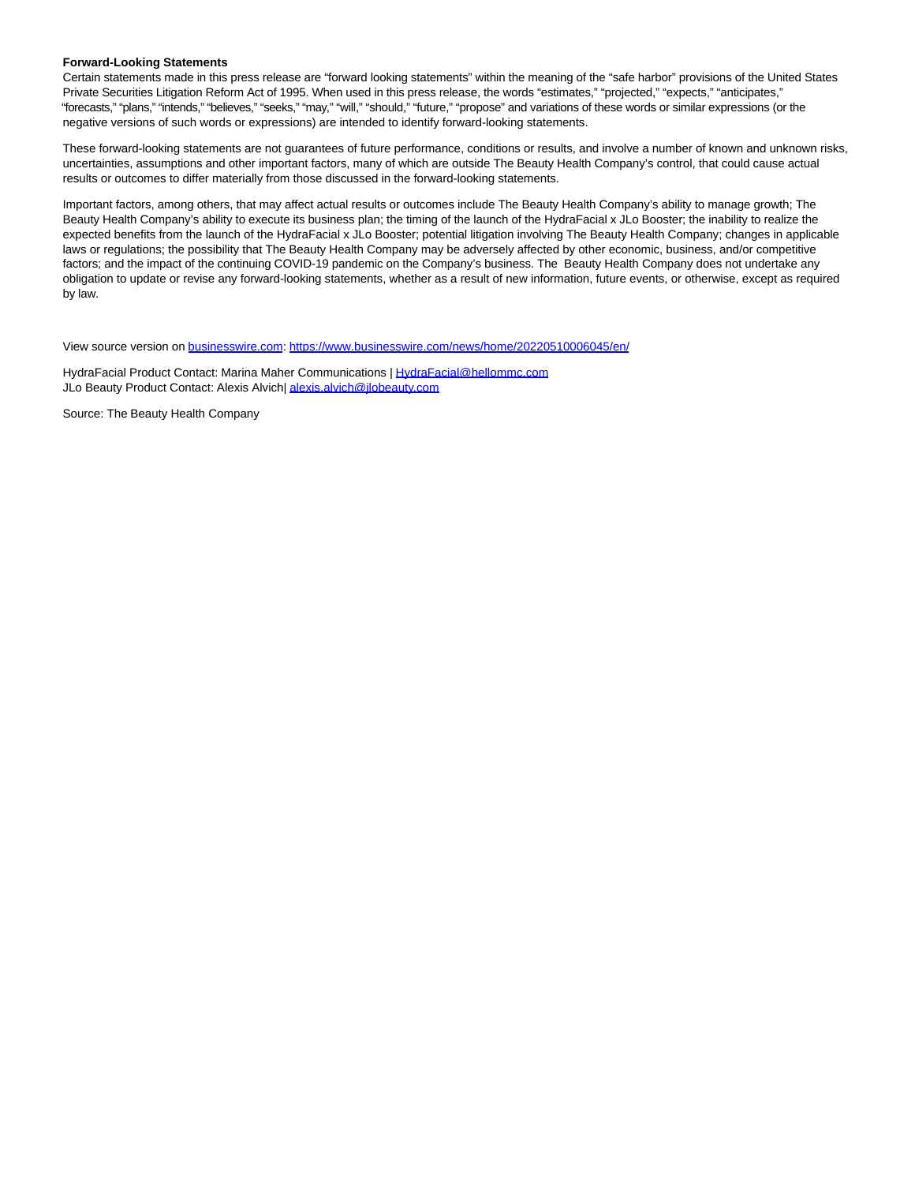**Forward-Looking Statements**

Certain statements made in this press release are "forward looking statements" within the meaning of the "safe harbor" provisions of the United States Private Securities Litigation Reform Act of 1995. When used in this press release, the words "estimates," "projected," "expects," "anticipates," "forecasts," "plans," "intends," "believes," "seeks," "may," "will," "should," "future," "propose" and variations of these words or similar expressions (or the negative versions of such words or expressions) are intended to identify forward-looking statements.

These forward-looking statements are not guarantees of future performance, conditions or results, and involve a number of known and unknown risks, uncertainties, assumptions and other important factors, many of which are outside The Beauty Health Company's control, that could cause actual results or outcomes to differ materially from those discussed in the forward-looking statements.

Important factors, among others, that may affect actual results or outcomes include The Beauty Health Company's ability to manage growth; The Beauty Health Company's ability to execute its business plan; the timing of the launch of the HydraFacial x JLo Booster; the inability to realize the expected benefits from the launch of the HydraFacial x JLo Booster; potential litigation involving The Beauty Health Company; changes in applicable laws or regulations; the possibility that The Beauty Health Company may be adversely affected by other economic, business, and/or competitive factors; and the impact of the continuing COVID-19 pandemic on the Company's business. The Beauty Health Company does not undertake any obligation to update or revise any forward-looking statements, whether as a result of new information, future events, or otherwise, except as required by law.

View source version on businesswire.com: https://www.businesswire.com/news/home/20220510006045/en/

HydraFacial Product Contact: Marina Maher Communications | HydraFacial@hellommc.com
JLo Beauty Product Contact: Alexis Alvich| alexis.alvich@jlobeauty.com

Source: The Beauty Health Company